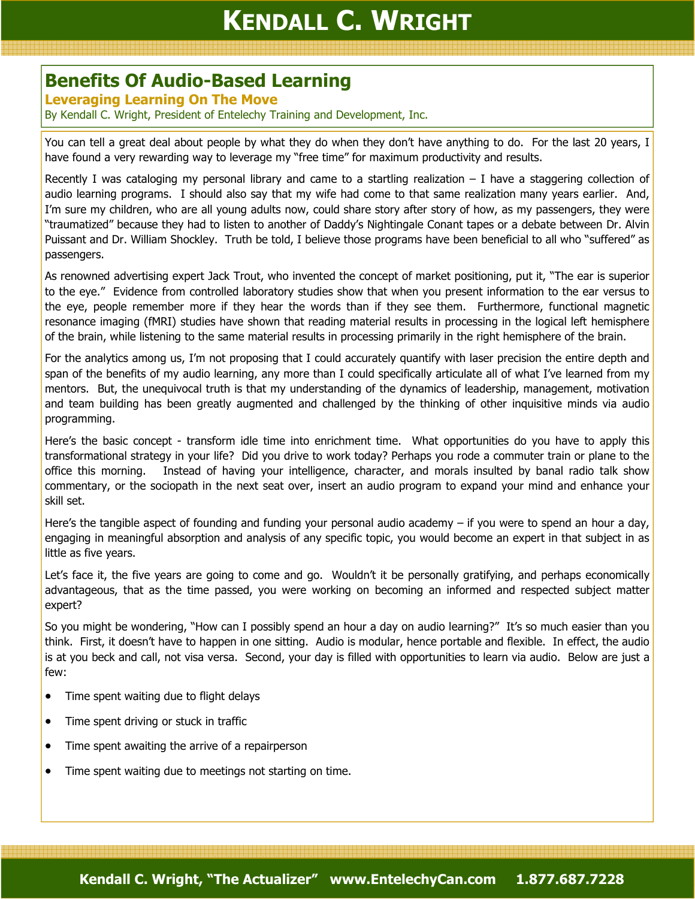# Benefits Of Audio-Based Learning

## Leveraging Learning On The Move

By Kendall C. Wright, President of Entelechy Training and Development, Inc.

You can tell a great deal about people by what they do when they don't have anything to do. For the last 20 years, I have found a very rewarding way to leverage my "free time" for maximum productivity and results.

Recently I was cataloging my personal library and came to a startling realization – I have a staggering collection of audio learning programs. I should also say that my wife had come to that same realization many years earlier. And, I'm sure my children, who are all young adults now, could share story after story of how, as my passengers, they were "traumatized" because they had to listen to another of Daddy's Nightingale Conant tapes or a debate between Dr. Alvin Puissant and Dr. William Shockley. Truth be told, I believe those programs have been beneficial to all who "suffered" as passengers.

As renowned advertising expert Jack Trout, who invented the concept of market positioning, put it, "The ear is superior to the eye." Evidence from controlled laboratory studies show that when you present information to the ear versus to the eye, people remember more if they hear the words than if they see them. Furthermore, functional magnetic resonance imaging (fMRI) studies have shown that reading material results in processing in the logical left hemisphere of the brain, while listening to the same material results in processing primarily in the right hemisphere of the brain.

For the analytics among us, I'm not proposing that I could accurately quantify with laser precision the entire depth and span of the benefits of my audio learning, any more than I could specifically articulate all of what I've learned from my mentors. But, the unequivocal truth is that my understanding of the dynamics of leadership, management, motivation and team building has been greatly augmented and challenged by the thinking of other inquisitive minds via audio programming.

Here's the basic concept - transform idle time into enrichment time. What opportunities do you have to apply this transformational strategy in your life? Did you drive to work today? Perhaps you rode a commuter train or plane to the office this morning. Instead of having your intelligence, character, and morals insulted by banal radio talk show commentary, or the sociopath in the next seat over, insert an audio program to expand your mind and enhance your skill set.

Here's the tangible aspect of founding and funding your personal audio academy – if you were to spend an hour a day, engaging in meaningful absorption and analysis of any specific topic, you would become an expert in that subject in as little as five years.

Let's face it, the five years are going to come and go. Wouldn't it be personally gratifying, and perhaps economically advantageous, that as the time passed, you were working on becoming an informed and respected subject matter expert?

So you might be wondering, "How can I possibly spend an hour a day on audio learning?" It's so much easier than you think. First, it doesn't have to happen in one sitting. Audio is modular, hence portable and flexible. In effect, the audio is at you beck and call, not visa versa. Second, your day is filled with opportunities to learn via audio. Below are just a few:

- Time spent waiting due to flight delays
- Time spent driving or stuck in traffic
- Time spent awaiting the arrive of a repairperson
- Time spent waiting due to meetings not starting on time.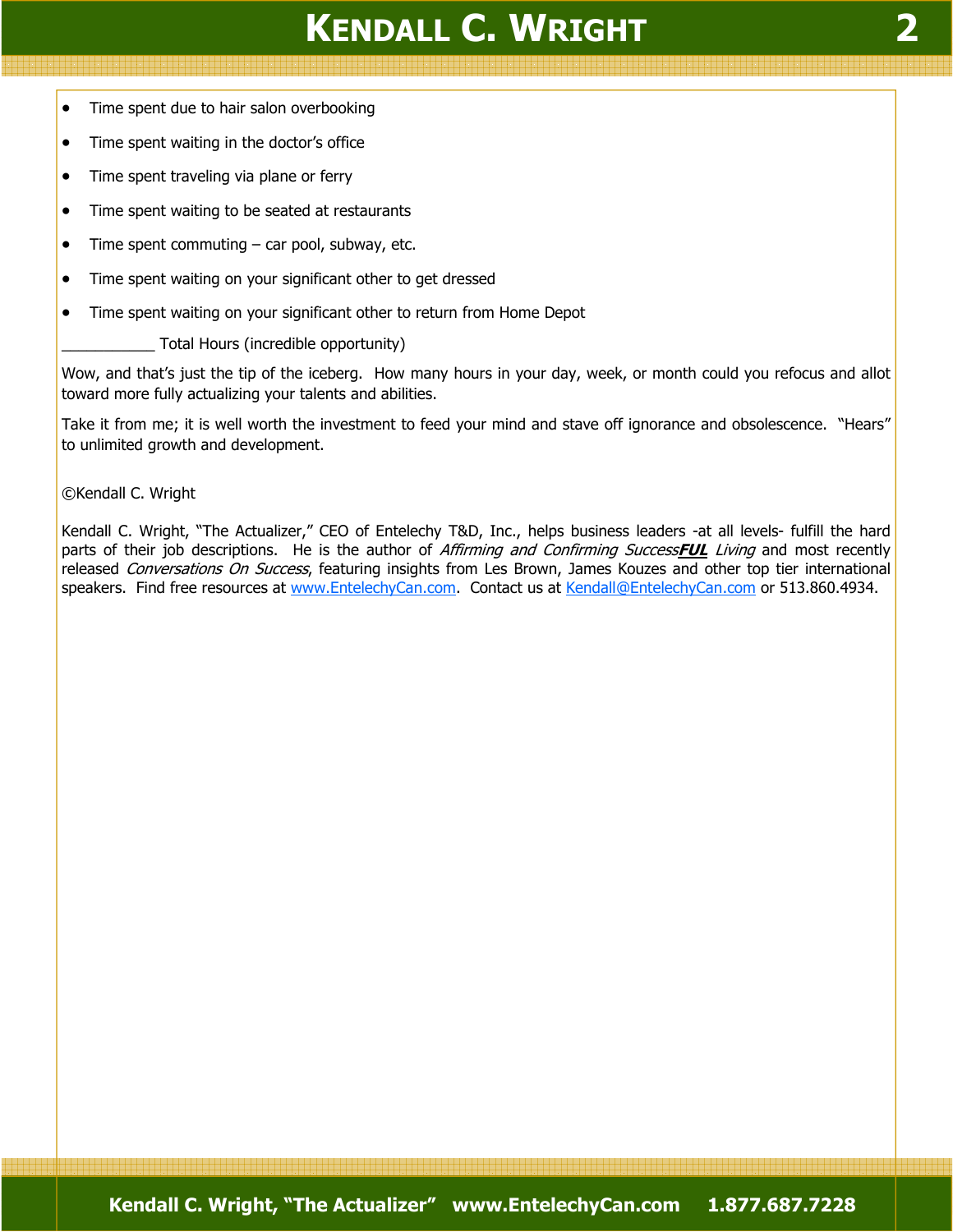- Time spent due to hair salon overbooking
- Time spent waiting in the doctor's office
- Time spent traveling via plane or ferry
- Time spent waiting to be seated at restaurants
- Time spent commuting – car pool, subway, etc.
- Time spent waiting on your significant other to get dressed
- Time spent waiting on your significant other to return from Home Depot

___________ Total Hours (incredible opportunity)

Wow, and that's just the tip of the iceberg. How many hours in your day, week, or month could you refocus and allot toward more fully actualizing your talents and abilities.

Take it from me; it is well worth the investment to feed your mind and stave off ignorance and obsolescence. "Hears" to unlimited growth and development.

©Kendall C. Wright

Kendall C. Wright, "The Actualizer," CEO of Entelechy T&D, Inc., helps business leaders -at all levels- fulfill the hard parts of their job descriptions. He is the author of *Affirming and Confirming Success**FUL** Living* and most recently released *Conversations On Success*, featuring insights from Les Brown, James Kouzes and other top tier international speakers. Find free resources at www.EntelechyCan.com. Contact us at Kendall@EntelechyCan.com or 513.860.4934.